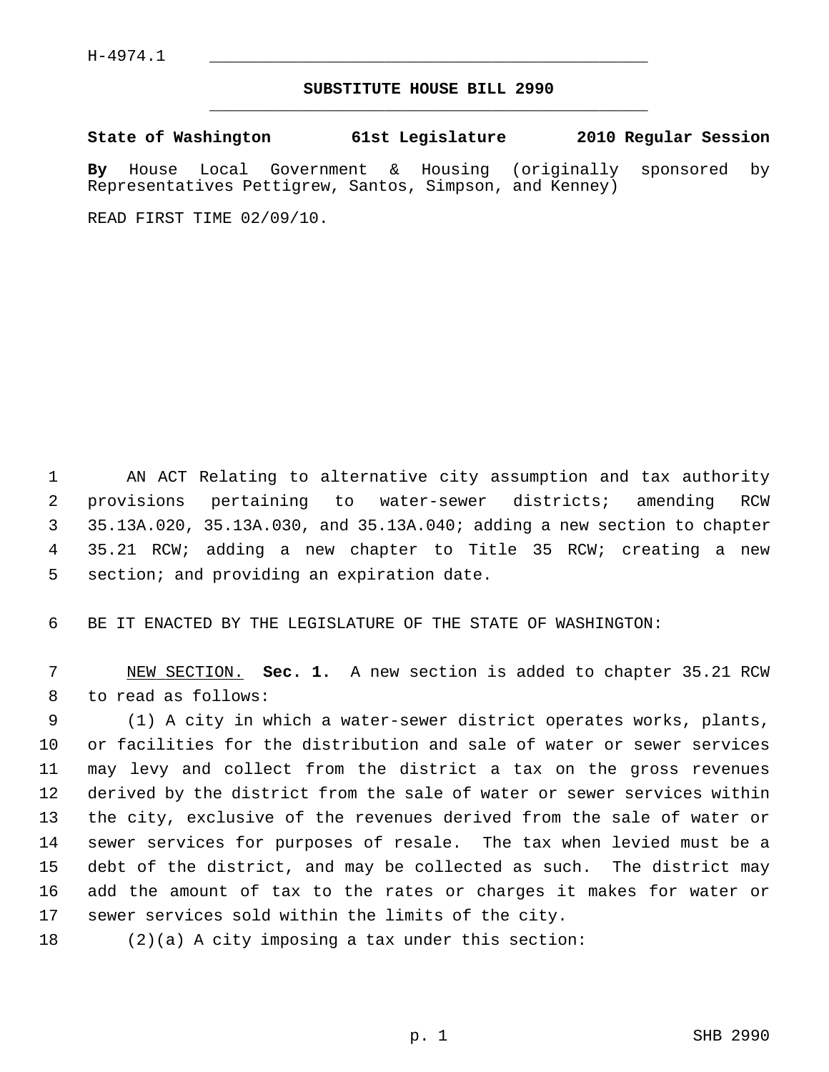H-4974.1

## SUBSTITUTE HOUSE BILL 2990

**State of Washington 61st Legislature 2010 Regular Session**

**By** House Local Government & Housing (originally sponsored by Representatives Pettigrew, Santos, Simpson, and Kenney)

READ FIRST TIME 02/09/10.

AN ACT Relating to alternative city assumption and tax authority provisions pertaining to water-sewer districts; amending RCW 35.13A.020, 35.13A.030, and 35.13A.040; adding a new section to chapter 35.21 RCW; adding a new chapter to Title 35 RCW; creating a new section; and providing an expiration date.

BE IT ENACTED BY THE LEGISLATURE OF THE STATE OF WASHINGTON:

NEW SECTION. **Sec. 1.** A new section is added to chapter 35.21 RCW to read as follows:

(1) A city in which a water-sewer district operates works, plants, or facilities for the distribution and sale of water or sewer services may levy and collect from the district a tax on the gross revenues derived by the district from the sale of water or sewer services within the city, exclusive of the revenues derived from the sale of water or sewer services for purposes of resale. The tax when levied must be a debt of the district, and may be collected as such. The district may add the amount of tax to the rates or charges it makes for water or sewer services sold within the limits of the city.

(2)(a) A city imposing a tax under this section: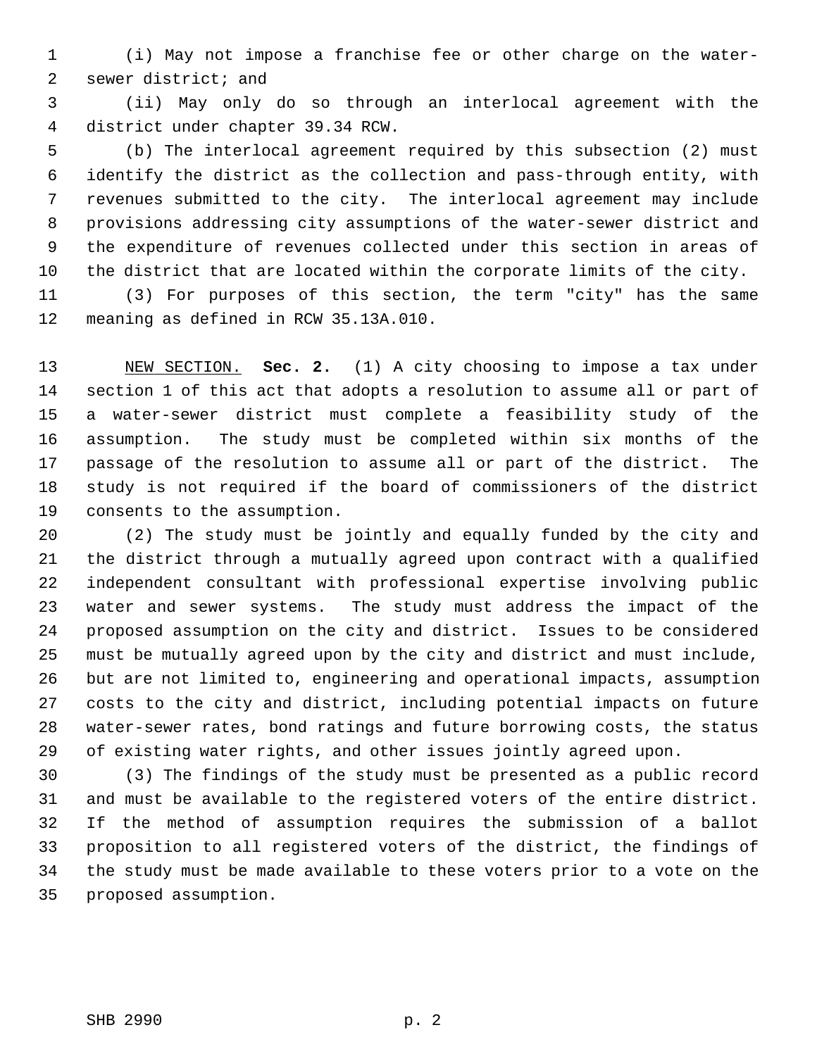(i) May not impose a franchise fee or other charge on the water-sewer district; and

(ii) May only do so through an interlocal agreement with the district under chapter 39.34 RCW.

(b) The interlocal agreement required by this subsection (2) must identify the district as the collection and pass-through entity, with revenues submitted to the city. The interlocal agreement may include provisions addressing city assumptions of the water-sewer district and the expenditure of revenues collected under this section in areas of the district that are located within the corporate limits of the city.

(3) For purposes of this section, the term "city" has the same meaning as defined in RCW 35.13A.010.

NEW SECTION. **Sec. 2.** (1) A city choosing to impose a tax under section 1 of this act that adopts a resolution to assume all or part of a water-sewer district must complete a feasibility study of the assumption. The study must be completed within six months of the passage of the resolution to assume all or part of the district. The study is not required if the board of commissioners of the district consents to the assumption.

(2) The study must be jointly and equally funded by the city and the district through a mutually agreed upon contract with a qualified independent consultant with professional expertise involving public water and sewer systems. The study must address the impact of the proposed assumption on the city and district. Issues to be considered must be mutually agreed upon by the city and district and must include, but are not limited to, engineering and operational impacts, assumption costs to the city and district, including potential impacts on future water-sewer rates, bond ratings and future borrowing costs, the status of existing water rights, and other issues jointly agreed upon.

(3) The findings of the study must be presented as a public record and must be available to the registered voters of the entire district. If the method of assumption requires the submission of a ballot proposition to all registered voters of the district, the findings of the study must be made available to these voters prior to a vote on the proposed assumption.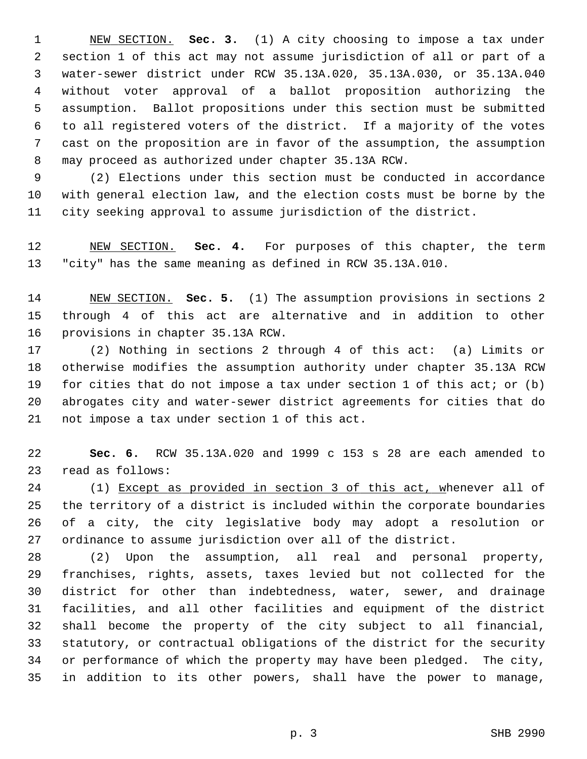<u>NEW SECTION.</u> **Sec. 3.** (1) A city choosing to impose a tax under section 1 of this act may not assume jurisdiction of all or part of a water-sewer district under RCW 35.13A.020, 35.13A.030, or 35.13A.040 without voter approval of a ballot proposition authorizing the assumption. Ballot propositions under this section must be submitted to all registered voters of the district. If a majority of the votes cast on the proposition are in favor of the assumption, the assumption may proceed as authorized under chapter 35.13A RCW.

(2) Elections under this section must be conducted in accordance with general election law, and the election costs must be borne by the city seeking approval to assume jurisdiction of the district.

<u>NEW SECTION.</u> **Sec. 4.** For purposes of this chapter, the term "city" has the same meaning as defined in RCW 35.13A.010.

<u>NEW SECTION.</u> **Sec. 5.** (1) The assumption provisions in sections 2 through 4 of this act are alternative and in addition to other provisions in chapter 35.13A RCW.

(2) Nothing in sections 2 through 4 of this act: (a) Limits or otherwise modifies the assumption authority under chapter 35.13A RCW for cities that do not impose a tax under section 1 of this act; or (b) abrogates city and water-sewer district agreements for cities that do not impose a tax under section 1 of this act.

**Sec. 6.** RCW 35.13A.020 and 1999 c 153 s 28 are each amended to read as follows:

(1) <u>Except as provided in section 3 of this act, w</u>henever all of the territory of a district is included within the corporate boundaries of a city, the city legislative body may adopt a resolution or ordinance to assume jurisdiction over all of the district.

(2) Upon the assumption, all real and personal property, franchises, rights, assets, taxes levied but not collected for the district for other than indebtedness, water, sewer, and drainage facilities, and all other facilities and equipment of the district shall become the property of the city subject to all financial, statutory, or contractual obligations of the district for the security or performance of which the property may have been pledged. The city, in addition to its other powers, shall have the power to manage,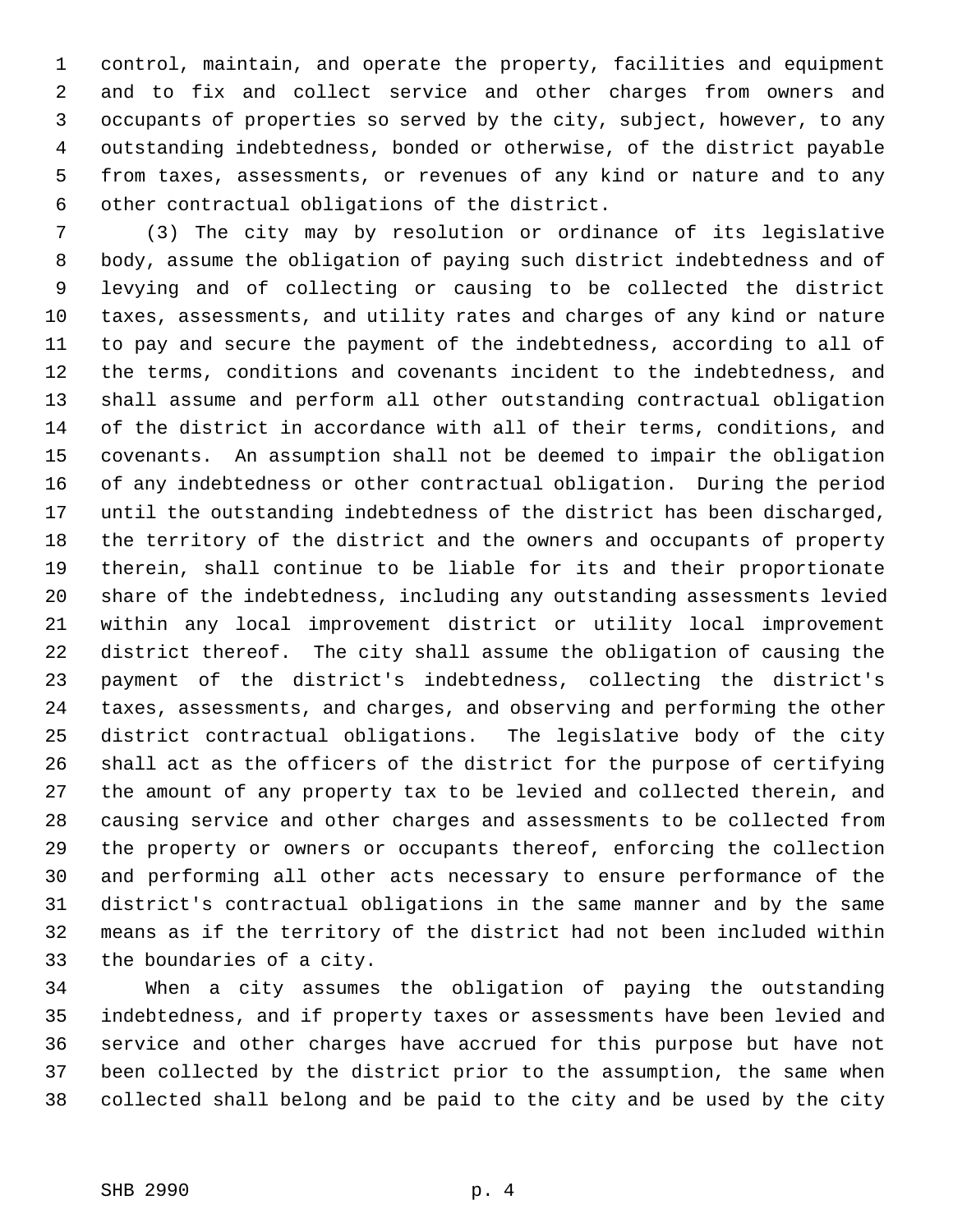control, maintain, and operate the property, facilities and equipment and to fix and collect service and other charges from owners and occupants of properties so served by the city, subject, however, to any outstanding indebtedness, bonded or otherwise, of the district payable from taxes, assessments, or revenues of any kind or nature and to any other contractual obligations of the district.

(3) The city may by resolution or ordinance of its legislative body, assume the obligation of paying such district indebtedness and of levying and of collecting or causing to be collected the district taxes, assessments, and utility rates and charges of any kind or nature to pay and secure the payment of the indebtedness, according to all of the terms, conditions and covenants incident to the indebtedness, and shall assume and perform all other outstanding contractual obligation of the district in accordance with all of their terms, conditions, and covenants. An assumption shall not be deemed to impair the obligation of any indebtedness or other contractual obligation. During the period until the outstanding indebtedness of the district has been discharged, the territory of the district and the owners and occupants of property therein, shall continue to be liable for its and their proportionate share of the indebtedness, including any outstanding assessments levied within any local improvement district or utility local improvement district thereof. The city shall assume the obligation of causing the payment of the district's indebtedness, collecting the district's taxes, assessments, and charges, and observing and performing the other district contractual obligations. The legislative body of the city shall act as the officers of the district for the purpose of certifying the amount of any property tax to be levied and collected therein, and causing service and other charges and assessments to be collected from the property or owners or occupants thereof, enforcing the collection and performing all other acts necessary to ensure performance of the district's contractual obligations in the same manner and by the same means as if the territory of the district had not been included within the boundaries of a city.

When a city assumes the obligation of paying the outstanding indebtedness, and if property taxes or assessments have been levied and service and other charges have accrued for this purpose but have not been collected by the district prior to the assumption, the same when collected shall belong and be paid to the city and be used by the city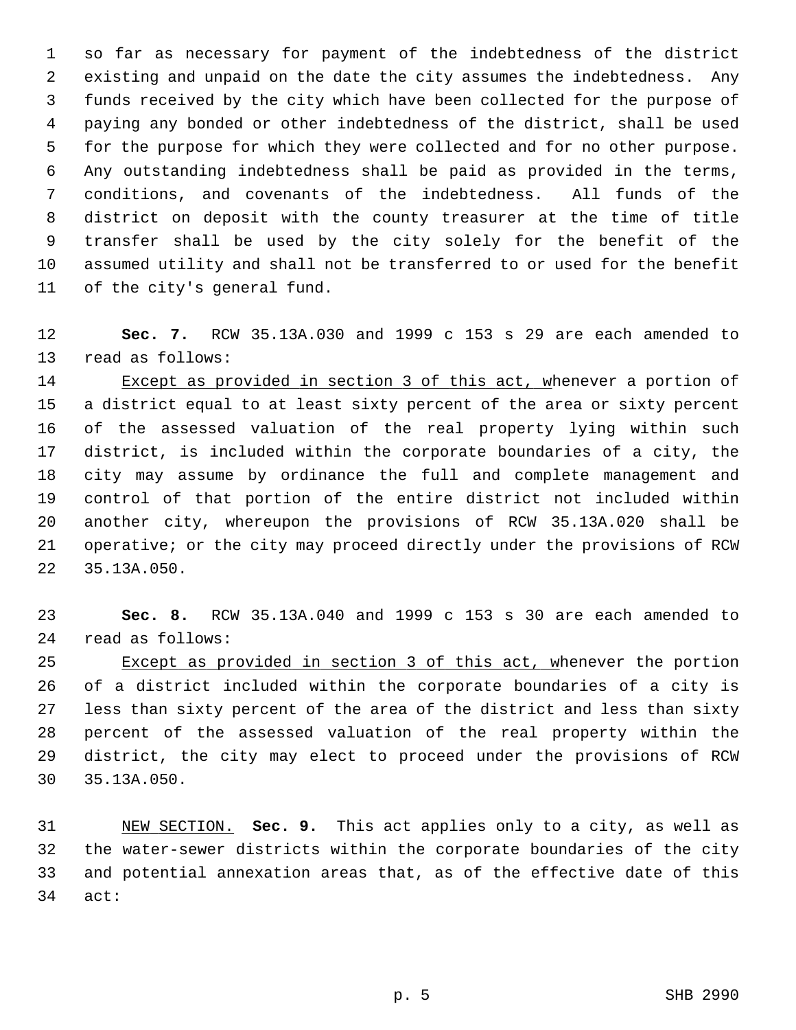so far as necessary for payment of the indebtedness of the district existing and unpaid on the date the city assumes the indebtedness. Any funds received by the city which have been collected for the purpose of paying any bonded or other indebtedness of the district, shall be used for the purpose for which they were collected and for no other purpose. Any outstanding indebtedness shall be paid as provided in the terms, conditions, and covenants of the indebtedness. All funds of the district on deposit with the county treasurer at the time of title transfer shall be used by the city solely for the benefit of the assumed utility and shall not be transferred to or used for the benefit of the city's general fund.

**Sec. 7.** RCW 35.13A.030 and 1999 c 153 s 29 are each amended to read as follows:

<u>Except as provided in section 3 of this act, w</u>henever a portion of a district equal to at least sixty percent of the area or sixty percent of the assessed valuation of the real property lying within such district, is included within the corporate boundaries of a city, the city may assume by ordinance the full and complete management and control of that portion of the entire district not included within another city, whereupon the provisions of RCW 35.13A.020 shall be operative; or the city may proceed directly under the provisions of RCW 35.13A.050.

**Sec. 8.** RCW 35.13A.040 and 1999 c 153 s 30 are each amended to read as follows:

<u>Except as provided in section 3 of this act, w</u>henever the portion of a district included within the corporate boundaries of a city is less than sixty percent of the area of the district and less than sixty percent of the assessed valuation of the real property within the district, the city may elect to proceed under the provisions of RCW 35.13A.050.

<u>NEW SECTION.</u> **Sec. 9.** This act applies only to a city, as well as the water-sewer districts within the corporate boundaries of the city and potential annexation areas that, as of the effective date of this act: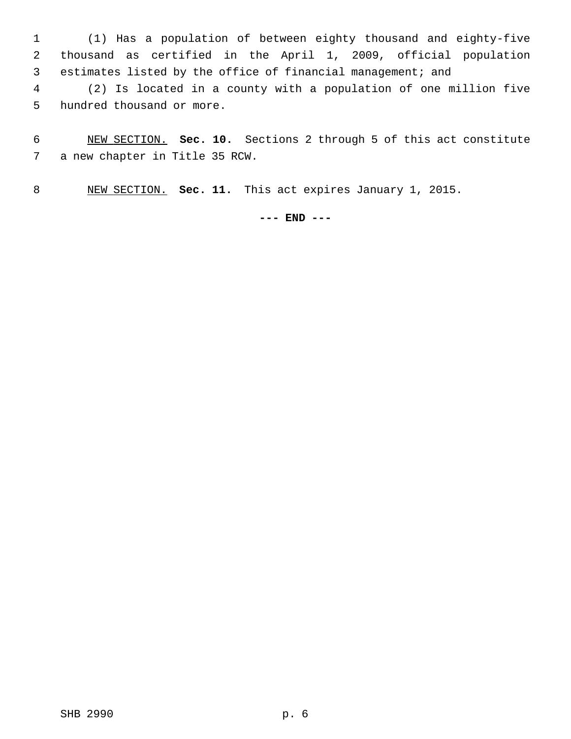(1) Has a population of between eighty thousand and eighty-five thousand as certified in the April 1, 2009, official population estimates listed by the office of financial management; and

(2) Is located in a county with a population of one million five hundred thousand or more.

NEW SECTION. **Sec. 10.** Sections 2 through 5 of this act constitute a new chapter in Title 35 RCW.

NEW SECTION. **Sec. 11.** This act expires January 1, 2015.

**--- END ---**